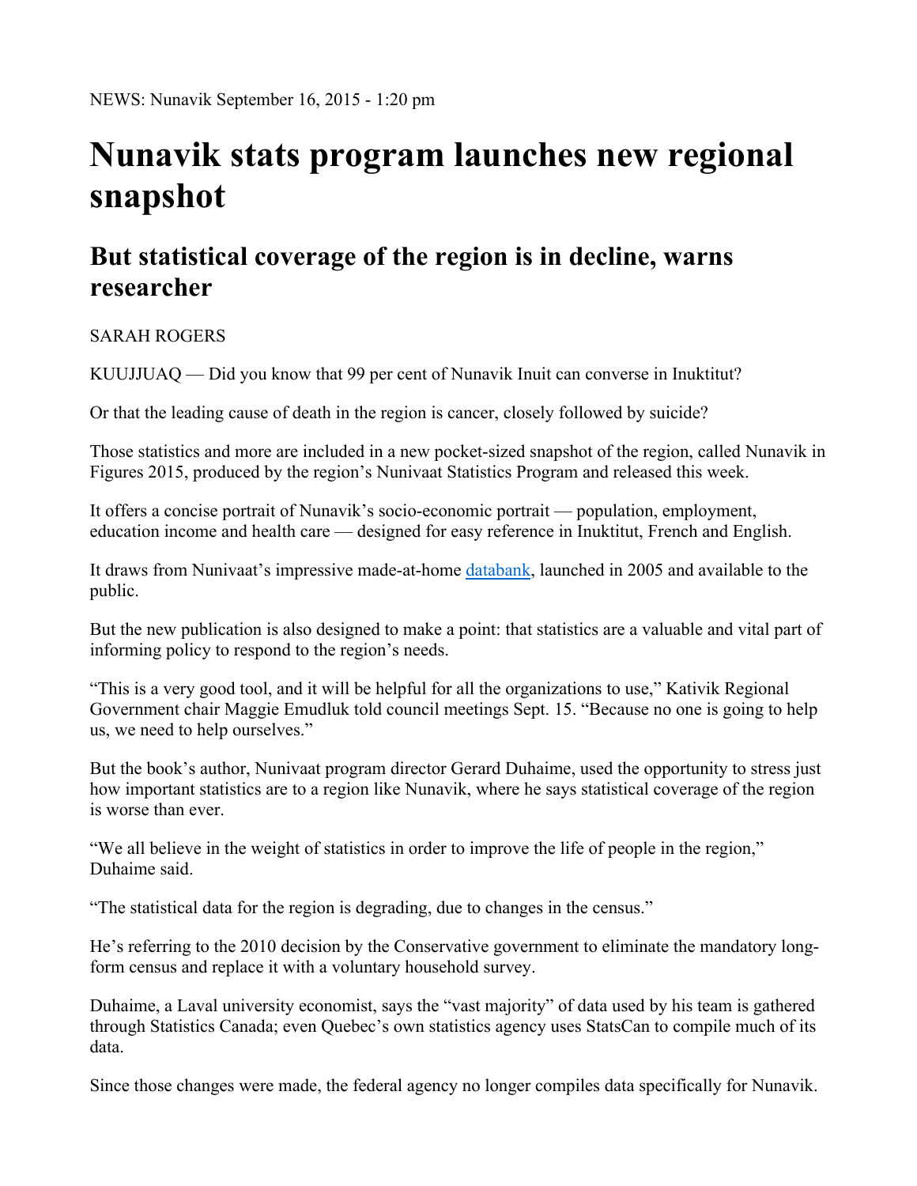NEWS: Nunavik September 16, 2015 - 1:20 pm

# Nunavik stats program launches new regional snapshot

## But statistical coverage of the region is in decline, warns researcher

SARAH ROGERS

KUUJJUAQ — Did you know that 99 per cent of Nunavik Inuit can converse in Inuktitut?

Or that the leading cause of death in the region is cancer, closely followed by suicide?

Those statistics and more are included in a new pocket-sized snapshot of the region, called Nunavik in Figures 2015, produced by the region's Nunivaat Statistics Program and released this week.

It offers a concise portrait of Nunavik's socio-economic portrait — population, employment, education income and health care — designed for easy reference in Inuktitut, French and English.

It draws from Nunivaat's impressive made-at-home databank, launched in 2005 and available to the public.

But the new publication is also designed to make a point: that statistics are a valuable and vital part of informing policy to respond to the region's needs.

"This is a very good tool, and it will be helpful for all the organizations to use," Kativik Regional Government chair Maggie Emudluk told council meetings Sept. 15. "Because no one is going to help us, we need to help ourselves."

But the book's author, Nunivaat program director Gerard Duhaime, used the opportunity to stress just how important statistics are to a region like Nunavik, where he says statistical coverage of the region is worse than ever.

"We all believe in the weight of statistics in order to improve the life of people in the region," Duhaime said.

"The statistical data for the region is degrading, due to changes in the census."

He's referring to the 2010 decision by the Conservative government to eliminate the mandatory long-form census and replace it with a voluntary household survey.

Duhaime, a Laval university economist, says the "vast majority" of data used by his team is gathered through Statistics Canada; even Quebec's own statistics agency uses StatsCan to compile much of its data.

Since those changes were made, the federal agency no longer compiles data specifically for Nunavik.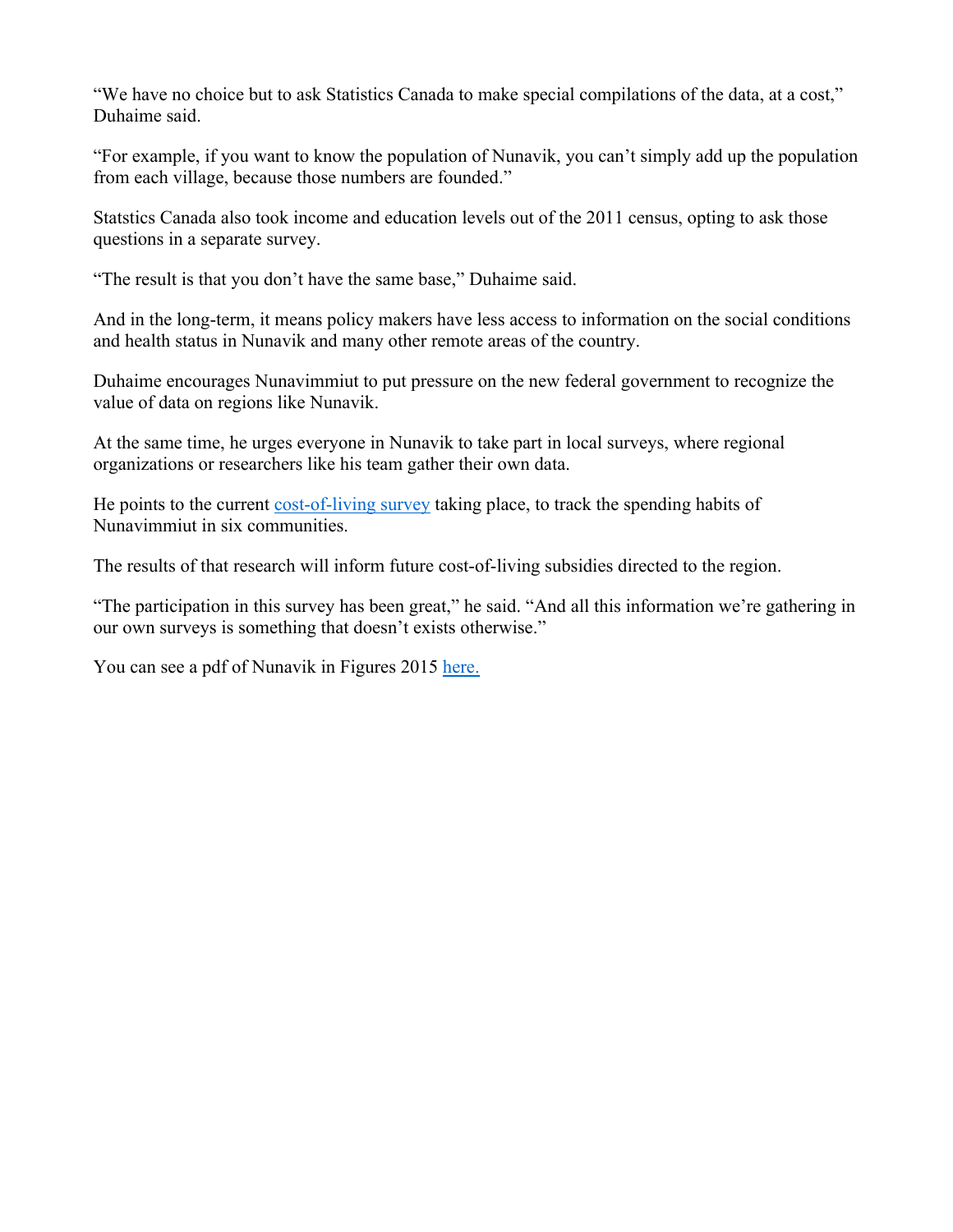"We have no choice but to ask Statistics Canada to make special compilations of the data, at a cost," Duhaime said.

"For example, if you want to know the population of Nunavik, you can't simply add up the population from each village, because those numbers are founded."

Statstics Canada also took income and education levels out of the 2011 census, opting to ask those questions in a separate survey.

"The result is that you don't have the same base," Duhaime said.

And in the long-term, it means policy makers have less access to information on the social conditions and health status in Nunavik and many other remote areas of the country.

Duhaime encourages Nunavimmiut to put pressure on the new federal government to recognize the value of data on regions like Nunavik.

At the same time, he urges everyone in Nunavik to take part in local surveys, where regional organizations or researchers like his team gather their own data.

He points to the current cost-of-living survey taking place, to track the spending habits of Nunavimmiut in six communities.

The results of that research will inform future cost-of-living subsidies directed to the region.

"The participation in this survey has been great," he said. "And all this information we're gathering in our own surveys is something that doesn't exists otherwise."

You can see a pdf of Nunavik in Figures 2015 here.